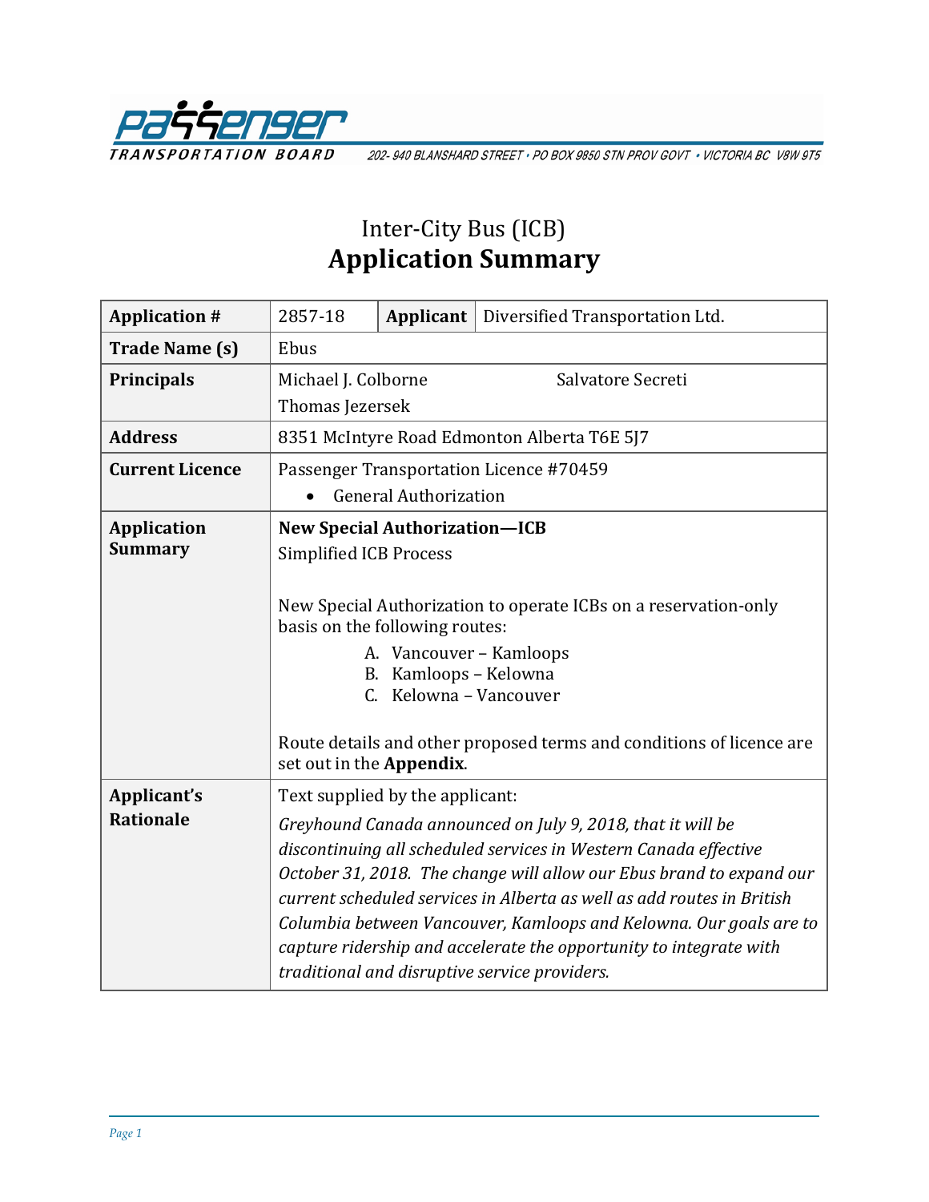PASSENGER TRANSPORTATION BOARD 202- 940 BLANSHARD STREET • PO BOX 9850 STN PROV GOVT • VICTORIA BC V8W 9T5

# Inter-City Bus (ICB)
# Application Summary

| **Application #** | 2857-18 | **Applicant** | Diversified Transportation Ltd. |
|---|---|---|---|
| **Trade Name (s)** | Ebus | | |
| **Principals** | Michael J. Colborne<br>Thomas Jezersek | Salvatore Secreti | |
| **Address** | 8351 McIntyre Road Edmonton Alberta T6E 5J7 | | |
| **Current Licence** | Passenger Transportation Licence #70459<br>• General Authorization | | |
| **Application Summary** | **New Special Authorization—ICB**<br>Simplified ICB Process<br><br>New Special Authorization to operate ICBs on a reservation-only basis on the following routes:<br>A. Vancouver – Kamloops<br>B. Kamloops – Kelowna<br>C. Kelowna – Vancouver<br><br>Route details and other proposed terms and conditions of licence are set out in the **Appendix**. | | |
| **Applicant's Rationale** | Text supplied by the applicant:<br>*Greyhound Canada announced on July 9, 2018, that it will be discontinuing all scheduled services in Western Canada effective October 31, 2018. The change will allow our Ebus brand to expand our current scheduled services in Alberta as well as add routes in British Columbia between Vancouver, Kamloops and Kelowna. Our goals are to capture ridership and accelerate the opportunity to integrate with traditional and disruptive service providers.* | | |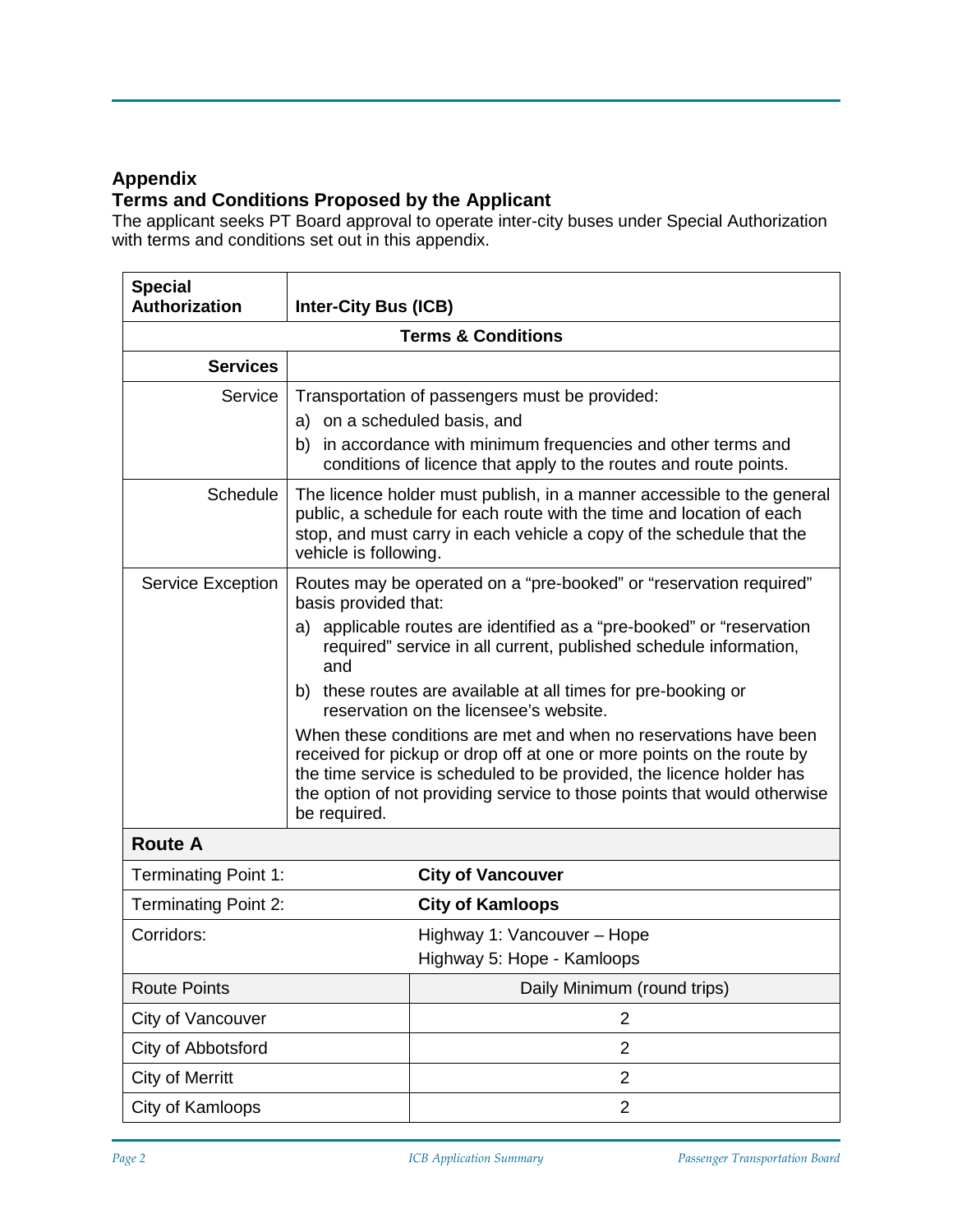## Appendix

## Terms and Conditions Proposed by the Applicant

The applicant seeks PT Board approval to operate inter-city buses under Special Authorization with terms and conditions set out in this appendix.

| **Special Authorization** | **Inter-City Bus (ICB)** |
|---|---|
| **Terms & Conditions** | |
| **Services** | |
| Service | Transportation of passengers must be provided:<br>a) on a scheduled basis, and<br>b) in accordance with minimum frequencies and other terms and conditions of licence that apply to the routes and route points. |
| Schedule | The licence holder must publish, in a manner accessible to the general public, a schedule for each route with the time and location of each stop, and must carry in each vehicle a copy of the schedule that the vehicle is following. |
| Service Exception | Routes may be operated on a "pre-booked" or "reservation required" basis provided that:<br>a) applicable routes are identified as a "pre-booked" or "reservation required" service in all current, published schedule information, and<br>b) these routes are available at all times for pre-booking or reservation on the licensee's website.<br>When these conditions are met and when no reservations have been received for pickup or drop off at one or more points on the route by the time service is scheduled to be provided, the licence holder has the option of not providing service to those points that would otherwise be required. |

| **Route A** | |
|---|---|
| Terminating Point 1: | **City of Vancouver** |
| Terminating Point 2: | **City of Kamloops** |
| Corridors: | Highway 1: Vancouver – Hope<br>Highway 5: Hope - Kamloops |
| Route Points | Daily Minimum (round trips) |
| City of Vancouver | 2 |
| City of Abbotsford | 2 |
| City of Merritt | 2 |
| City of Kamloops | 2 |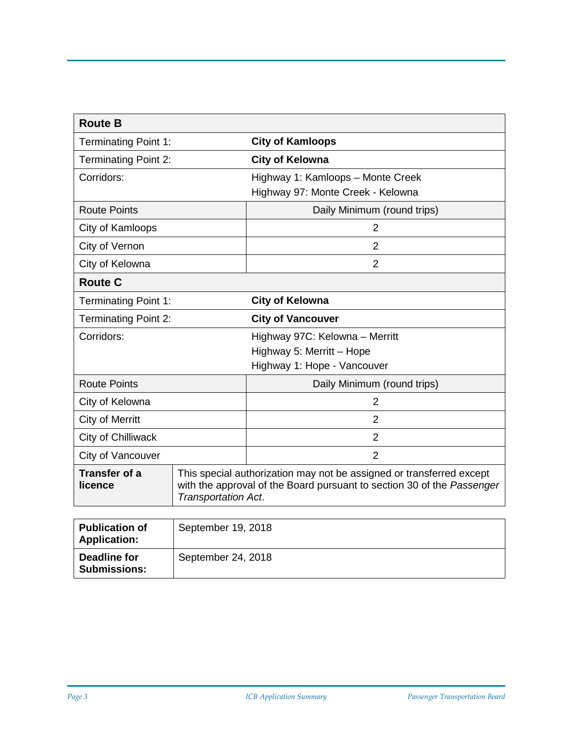| **Route B** | |
| --- | --- |
| Terminating Point 1: | **City of Kamloops** |
| Terminating Point 2: | **City of Kelowna** |
| Corridors: | Highway 1: Kamloops – Monte Creek<br>Highway 97: Monte Creek - Kelowna |
| Route Points | Daily Minimum (round trips) |
| City of Kamloops | 2 |
| City of Vernon | 2 |
| City of Kelowna | 2 |
| **Route C** | |
| Terminating Point 1: | **City of Kelowna** |
| Terminating Point 2: | **City of Vancouver** |
| Corridors: | Highway 97C: Kelowna – Merritt<br>Highway 5: Merritt – Hope<br>Highway 1: Hope - Vancouver |
| Route Points | Daily Minimum (round trips) |
| City of Kelowna | 2 |
| City of Merritt | 2 |
| City of Chilliwack | 2 |
| City of Vancouver | 2 |
| **Transfer of a licence** | This special authorization may not be assigned or transferred except with the approval of the Board pursuant to section 30 of the *Passenger Transportation Act*. |

| | |
| --- | --- |
| **Publication of Application:** | September 19, 2018 |
| **Deadline for Submissions:** | September 24, 2018 |